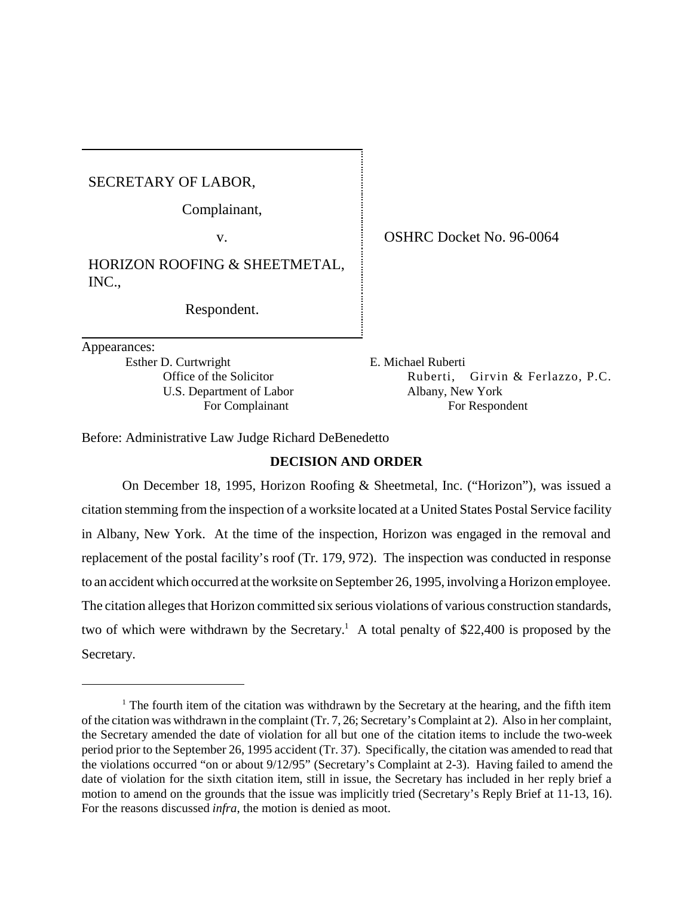SECRETARY OF LABOR,

Complainant,

v.

HORIZON ROOFING & SHEETMETAL, INC.,

Respondent.

OSHRC Docket No. 96-0064

Appearances:

Esther D. Curtwright
Office of the Solicitor
U.S. Department of Labor
For Complainant

E. Michael Ruberti
Ruberti, Girvin & Ferlazzo, P.C.
Albany, New York
For Respondent

Before: Administrative Law Judge Richard DeBenedetto

## DECISION AND ORDER

On December 18, 1995, Horizon Roofing & Sheetmetal, Inc. ("Horizon"), was issued a citation stemming from the inspection of a worksite located at a United States Postal Service facility in Albany, New York. At the time of the inspection, Horizon was engaged in the removal and replacement of the postal facility's roof (Tr. 179, 972). The inspection was conducted in response to an accident which occurred at the worksite on September 26, 1995, involving a Horizon employee. The citation alleges that Horizon committed six serious violations of various construction standards, two of which were withdrawn by the Secretary.[1] A total penalty of $22,400 is proposed by the Secretary.

---

[1] The fourth item of the citation was withdrawn by the Secretary at the hearing, and the fifth item of the citation was withdrawn in the complaint (Tr. 7, 26; Secretary's Complaint at 2). Also in her complaint, the Secretary amended the date of violation for all but one of the citation items to include the two-week period prior to the September 26, 1995 accident (Tr. 37). Specifically, the citation was amended to read that the violations occurred "on or about 9/12/95" (Secretary's Complaint at 2-3). Having failed to amend the date of violation for the sixth citation item, still in issue, the Secretary has included in her reply brief a motion to amend on the grounds that the issue was implicitly tried (Secretary's Reply Brief at 11-13, 16). For the reasons discussed *infra*, the motion is denied as moot.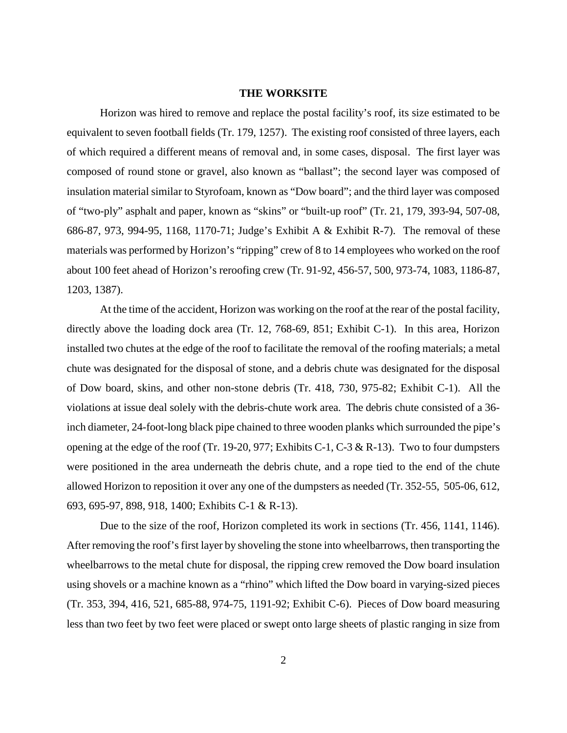## THE WORKSITE

Horizon was hired to remove and replace the postal facility's roof, its size estimated to be equivalent to seven football fields (Tr. 179, 1257). The existing roof consisted of three layers, each of which required a different means of removal and, in some cases, disposal. The first layer was composed of round stone or gravel, also known as "ballast"; the second layer was composed of insulation material similar to Styrofoam, known as "Dow board"; and the third layer was composed of "two-ply" asphalt and paper, known as "skins" or "built-up roof" (Tr. 21, 179, 393-94, 507-08, 686-87, 973, 994-95, 1168, 1170-71; Judge's Exhibit A & Exhibit R-7). The removal of these materials was performed by Horizon's "ripping" crew of 8 to 14 employees who worked on the roof about 100 feet ahead of Horizon's reroofing crew (Tr. 91-92, 456-57, 500, 973-74, 1083, 1186-87, 1203, 1387).

At the time of the accident, Horizon was working on the roof at the rear of the postal facility, directly above the loading dock area (Tr. 12, 768-69, 851; Exhibit C-1). In this area, Horizon installed two chutes at the edge of the roof to facilitate the removal of the roofing materials; a metal chute was designated for the disposal of stone, and a debris chute was designated for the disposal of Dow board, skins, and other non-stone debris (Tr. 418, 730, 975-82; Exhibit C-1). All the violations at issue deal solely with the debris-chute work area. The debris chute consisted of a 36-inch diameter, 24-foot-long black pipe chained to three wooden planks which surrounded the pipe's opening at the edge of the roof (Tr. 19-20, 977; Exhibits C-1, C-3 & R-13). Two to four dumpsters were positioned in the area underneath the debris chute, and a rope tied to the end of the chute allowed Horizon to reposition it over any one of the dumpsters as needed (Tr. 352-55, 505-06, 612, 693, 695-97, 898, 918, 1400; Exhibits C-1 & R-13).

Due to the size of the roof, Horizon completed its work in sections (Tr. 456, 1141, 1146). After removing the roof's first layer by shoveling the stone into wheelbarrows, then transporting the wheelbarrows to the metal chute for disposal, the ripping crew removed the Dow board insulation using shovels or a machine known as a "rhino" which lifted the Dow board in varying-sized pieces (Tr. 353, 394, 416, 521, 685-88, 974-75, 1191-92; Exhibit C-6). Pieces of Dow board measuring less than two feet by two feet were placed or swept onto large sheets of plastic ranging in size from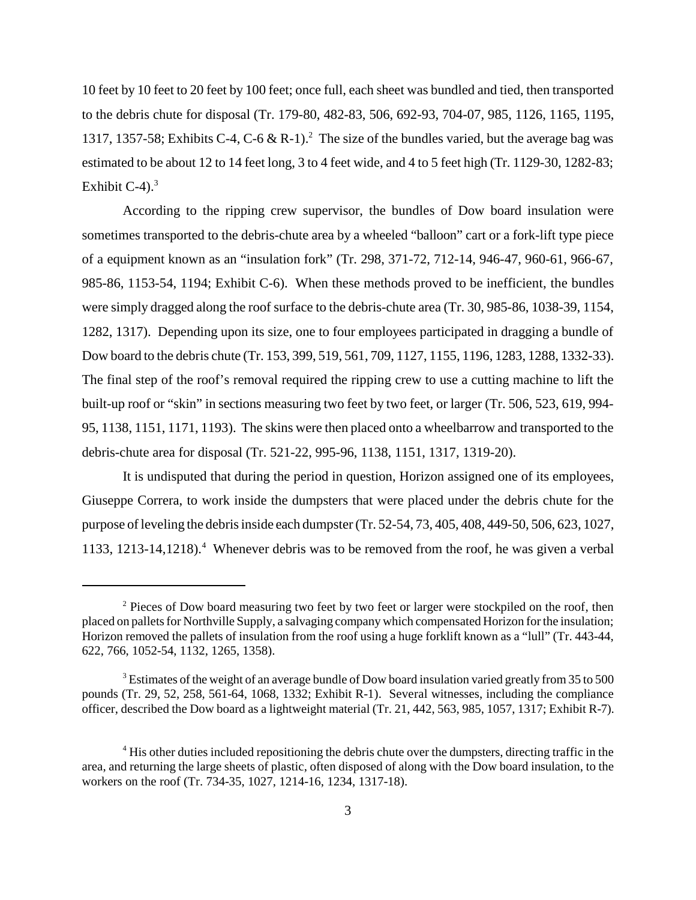10 feet by 10 feet to 20 feet by 100 feet; once full, each sheet was bundled and tied, then transported to the debris chute for disposal (Tr. 179-80, 482-83, 506, 692-93, 704-07, 985, 1126, 1165, 1195, 1317, 1357-58; Exhibits C-4, C-6 & R-1).[2] The size of the bundles varied, but the average bag was estimated to be about 12 to 14 feet long, 3 to 4 feet wide, and 4 to 5 feet high (Tr. 1129-30, 1282-83; Exhibit C-4).[3]

According to the ripping crew supervisor, the bundles of Dow board insulation were sometimes transported to the debris-chute area by a wheeled "balloon" cart or a fork-lift type piece of a equipment known as an "insulation fork" (Tr. 298, 371-72, 712-14, 946-47, 960-61, 966-67, 985-86, 1153-54, 1194; Exhibit C-6). When these methods proved to be inefficient, the bundles were simply dragged along the roof surface to the debris-chute area (Tr. 30, 985-86, 1038-39, 1154, 1282, 1317). Depending upon its size, one to four employees participated in dragging a bundle of Dow board to the debris chute (Tr. 153, 399, 519, 561, 709, 1127, 1155, 1196, 1283, 1288, 1332-33). The final step of the roof's removal required the ripping crew to use a cutting machine to lift the built-up roof or "skin" in sections measuring two feet by two feet, or larger (Tr. 506, 523, 619, 994-95, 1138, 1151, 1171, 1193). The skins were then placed onto a wheelbarrow and transported to the debris-chute area for disposal (Tr. 521-22, 995-96, 1138, 1151, 1317, 1319-20).

It is undisputed that during the period in question, Horizon assigned one of its employees, Giuseppe Correra, to work inside the dumpsters that were placed under the debris chute for the purpose of leveling the debris inside each dumpster (Tr. 52-54, 73, 405, 408, 449-50, 506, 623, 1027, 1133, 1213-14,1218).[4] Whenever debris was to be removed from the roof, he was given a verbal

---

[2] Pieces of Dow board measuring two feet by two feet or larger were stockpiled on the roof, then placed on pallets for Northville Supply, a salvaging company which compensated Horizon for the insulation; Horizon removed the pallets of insulation from the roof using a huge forklift known as a "lull" (Tr. 443-44, 622, 766, 1052-54, 1132, 1265, 1358).

[3] Estimates of the weight of an average bundle of Dow board insulation varied greatly from 35 to 500 pounds (Tr. 29, 52, 258, 561-64, 1068, 1332; Exhibit R-1). Several witnesses, including the compliance officer, described the Dow board as a lightweight material (Tr. 21, 442, 563, 985, 1057, 1317; Exhibit R-7).

[4] His other duties included repositioning the debris chute over the dumpsters, directing traffic in the area, and returning the large sheets of plastic, often disposed of along with the Dow board insulation, to the workers on the roof (Tr. 734-35, 1027, 1214-16, 1234, 1317-18).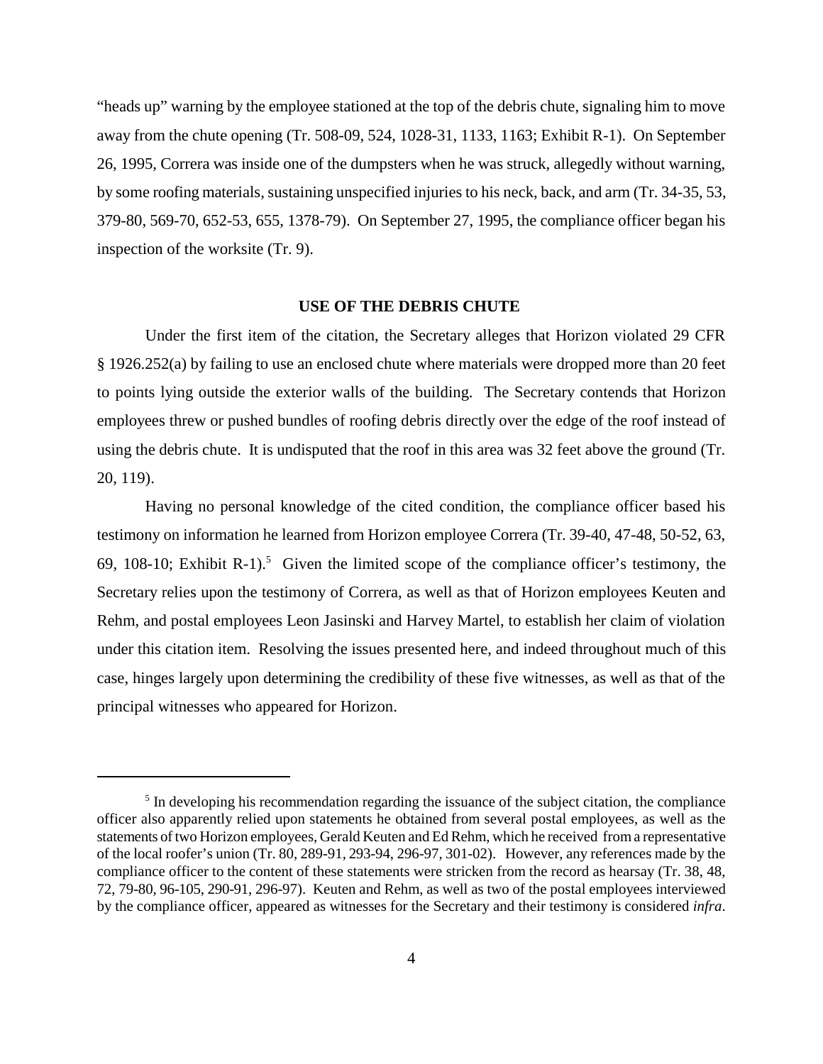"heads up" warning by the employee stationed at the top of the debris chute, signaling him to move away from the chute opening (Tr. 508-09, 524, 1028-31, 1133, 1163; Exhibit R-1). On September 26, 1995, Correra was inside one of the dumpsters when he was struck, allegedly without warning, by some roofing materials, sustaining unspecified injuries to his neck, back, and arm (Tr. 34-35, 53, 379-80, 569-70, 652-53, 655, 1378-79). On September 27, 1995, the compliance officer began his inspection of the worksite (Tr. 9).

## USE OF THE DEBRIS CHUTE

Under the first item of the citation, the Secretary alleges that Horizon violated 29 CFR § 1926.252(a) by failing to use an enclosed chute where materials were dropped more than 20 feet to points lying outside the exterior walls of the building. The Secretary contends that Horizon employees threw or pushed bundles of roofing debris directly over the edge of the roof instead of using the debris chute. It is undisputed that the roof in this area was 32 feet above the ground (Tr. 20, 119).

Having no personal knowledge of the cited condition, the compliance officer based his testimony on information he learned from Horizon employee Correra (Tr. 39-40, 47-48, 50-52, 63, 69, 108-10; Exhibit R-1).[5] Given the limited scope of the compliance officer's testimony, the Secretary relies upon the testimony of Correra, as well as that of Horizon employees Keuten and Rehm, and postal employees Leon Jasinski and Harvey Martel, to establish her claim of violation under this citation item. Resolving the issues presented here, and indeed throughout much of this case, hinges largely upon determining the credibility of these five witnesses, as well as that of the principal witnesses who appeared for Horizon.

---

[5] In developing his recommendation regarding the issuance of the subject citation, the compliance officer also apparently relied upon statements he obtained from several postal employees, as well as the statements of two Horizon employees, Gerald Keuten and Ed Rehm, which he received from a representative of the local roofer's union (Tr. 80, 289-91, 293-94, 296-97, 301-02). However, any references made by the compliance officer to the content of these statements were stricken from the record as hearsay (Tr. 38, 48, 72, 79-80, 96-105, 290-91, 296-97). Keuten and Rehm, as well as two of the postal employees interviewed by the compliance officer, appeared as witnesses for the Secretary and their testimony is considered *infra*.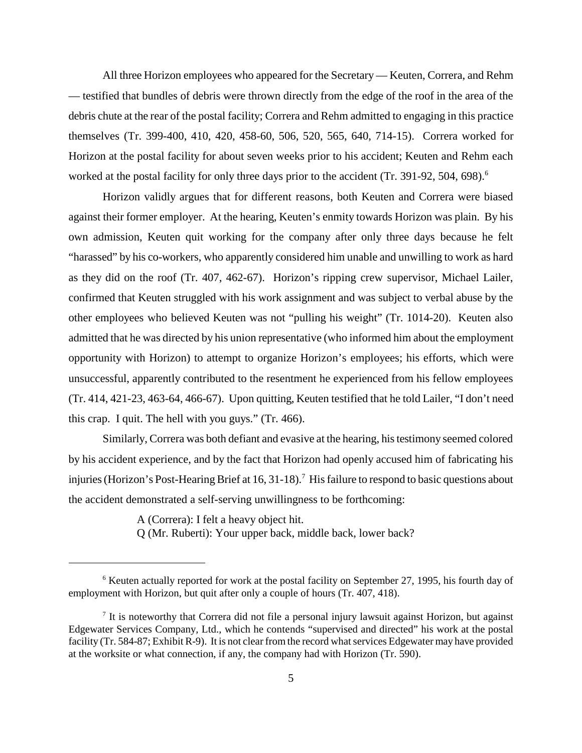All three Horizon employees who appeared for the Secretary — Keuten, Correra, and Rehm — testified that bundles of debris were thrown directly from the edge of the roof in the area of the debris chute at the rear of the postal facility; Correra and Rehm admitted to engaging in this practice themselves (Tr. 399-400, 410, 420, 458-60, 506, 520, 565, 640, 714-15). Correra worked for Horizon at the postal facility for about seven weeks prior to his accident; Keuten and Rehm each worked at the postal facility for only three days prior to the accident (Tr. 391-92, 504, 698).[6]

Horizon validly argues that for different reasons, both Keuten and Correra were biased against their former employer. At the hearing, Keuten's enmity towards Horizon was plain. By his own admission, Keuten quit working for the company after only three days because he felt "harassed" by his co-workers, who apparently considered him unable and unwilling to work as hard as they did on the roof (Tr. 407, 462-67). Horizon's ripping crew supervisor, Michael Lailer, confirmed that Keuten struggled with his work assignment and was subject to verbal abuse by the other employees who believed Keuten was not "pulling his weight" (Tr. 1014-20). Keuten also admitted that he was directed by his union representative (who informed him about the employment opportunity with Horizon) to attempt to organize Horizon's employees; his efforts, which were unsuccessful, apparently contributed to the resentment he experienced from his fellow employees (Tr. 414, 421-23, 463-64, 466-67). Upon quitting, Keuten testified that he told Lailer, "I don't need this crap. I quit. The hell with you guys." (Tr. 466).

Similarly, Correra was both defiant and evasive at the hearing, his testimony seemed colored by his accident experience, and by the fact that Horizon had openly accused him of fabricating his injuries (Horizon's Post-Hearing Brief at 16, 31-18).[7] His failure to respond to basic questions about the accident demonstrated a self-serving unwillingness to be forthcoming:

> A (Correra): I felt a heavy object hit.
> Q (Mr. Ruberti): Your upper back, middle back, lower back?

---

[6] Keuten actually reported for work at the postal facility on September 27, 1995, his fourth day of employment with Horizon, but quit after only a couple of hours (Tr. 407, 418).

[7] It is noteworthy that Correra did not file a personal injury lawsuit against Horizon, but against Edgewater Services Company, Ltd., which he contends "supervised and directed" his work at the postal facility (Tr. 584-87; Exhibit R-9). It is not clear from the record what services Edgewater may have provided at the worksite or what connection, if any, the company had with Horizon (Tr. 590).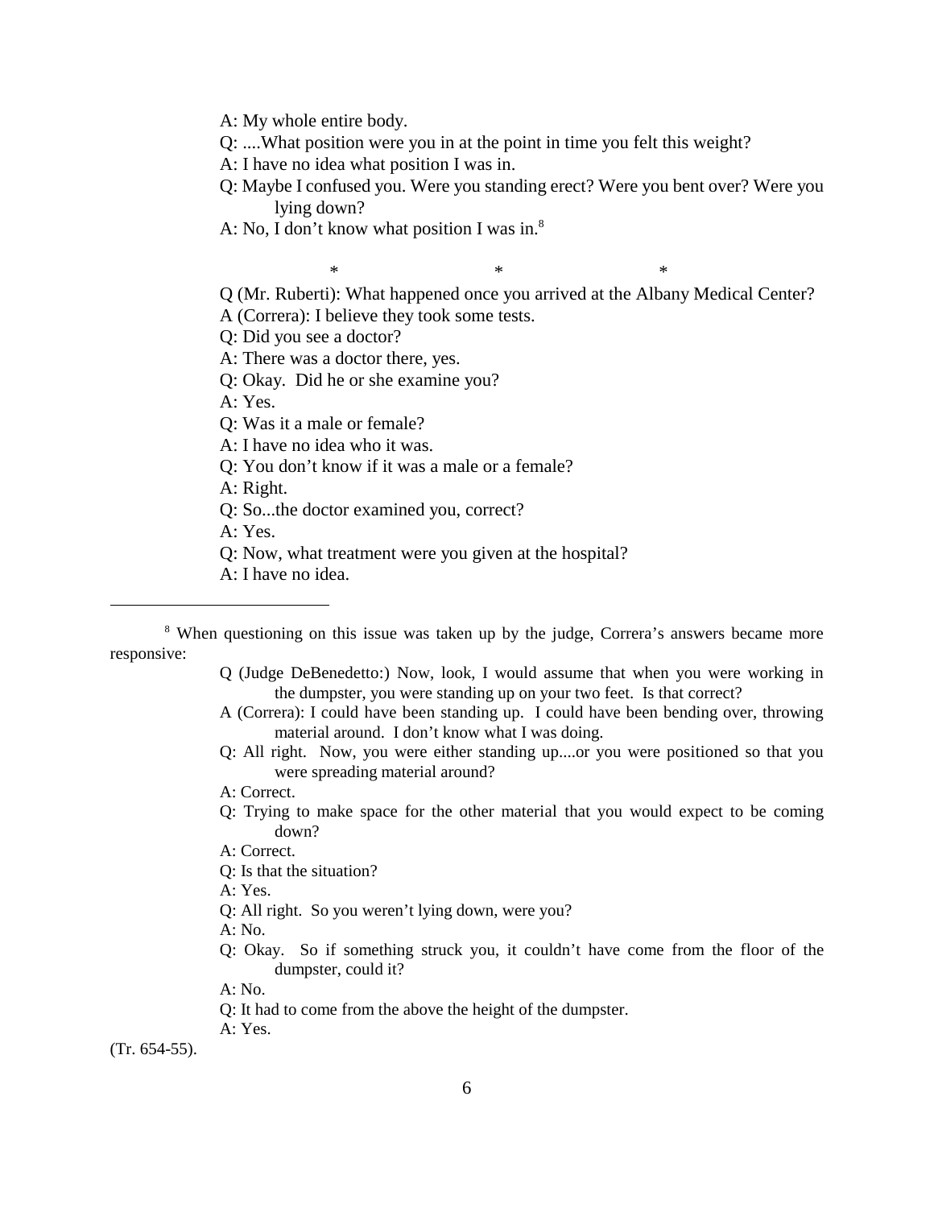A: My whole entire body.

Q: ....What position were you in at the point in time you felt this weight?

A: I have no idea what position I was in.

Q: Maybe I confused you. Were you standing erect? Were you bent over? Were you lying down?

A: No, I don't know what position I was in.[8]

\* \* \*

Q (Mr. Ruberti): What happened once you arrived at the Albany Medical Center?

A (Correra): I believe they took some tests.

Q: Did you see a doctor?

A: There was a doctor there, yes.

Q: Okay. Did he or she examine you?

A: Yes.

Q: Was it a male or female?

A: I have no idea who it was.

Q: You don't know if it was a male or a female?

A: Right.

Q: So...the doctor examined you, correct?

A: Yes.

Q: Now, what treatment were you given at the hospital?

A: I have no idea.

---

[8] When questioning on this issue was taken up by the judge, Correra's answers became more responsive:

> Q (Judge DeBenedetto:) Now, look, I would assume that when you were working in the dumpster, you were standing up on your two feet. Is that correct?
>
> A (Correra): I could have been standing up. I could have been bending over, throwing material around. I don't know what I was doing.
>
> Q: All right. Now, you were either standing up....or you were positioned so that you were spreading material around?
>
> A: Correct.
>
> Q: Trying to make space for the other material that you would expect to be coming down?
>
> A: Correct.
>
> Q: Is that the situation?
>
> A: Yes.
>
> Q: All right. So you weren't lying down, were you?
>
> A: No.
>
> Q: Okay. So if something struck you, it couldn't have come from the floor of the dumpster, could it?
>
> A: No.
>
> Q: It had to come from the above the height of the dumpster.
>
> A: Yes.

(Tr. 654-55).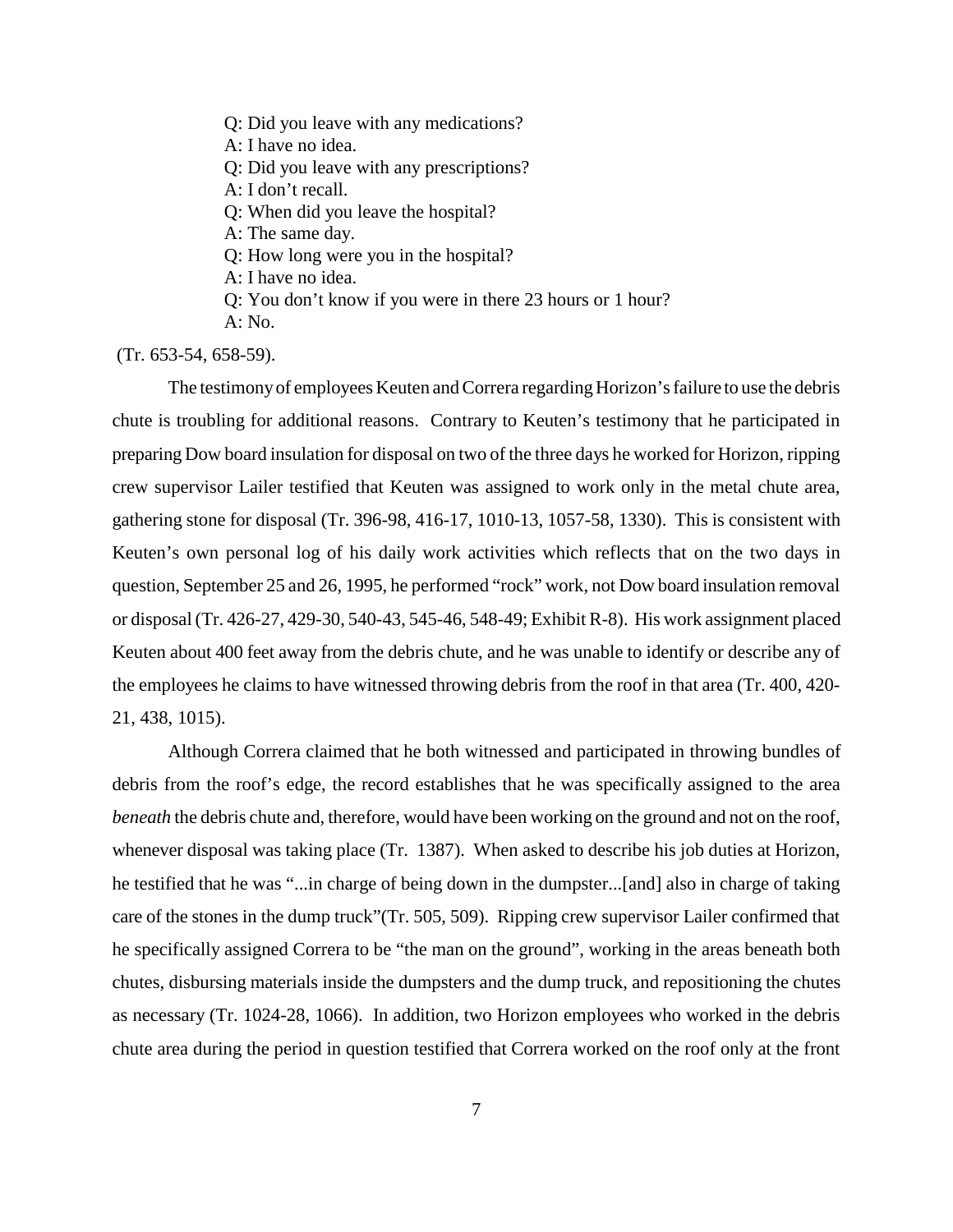> Q: Did you leave with any medications?
> A: I have no idea.
> Q: Did you leave with any prescriptions?
> A: I don't recall.
> Q: When did you leave the hospital?
> A: The same day.
> Q: How long were you in the hospital?
> A: I have no idea.
> Q: You don't know if you were in there 23 hours or 1 hour?
> A: No.

(Tr. 653-54, 658-59).

The testimony of employees Keuten and Correra regarding Horizon's failure to use the debris chute is troubling for additional reasons. Contrary to Keuten's testimony that he participated in preparing Dow board insulation for disposal on two of the three days he worked for Horizon, ripping crew supervisor Lailer testified that Keuten was assigned to work only in the metal chute area, gathering stone for disposal (Tr. 396-98, 416-17, 1010-13, 1057-58, 1330). This is consistent with Keuten's own personal log of his daily work activities which reflects that on the two days in question, September 25 and 26, 1995, he performed "rock" work, not Dow board insulation removal or disposal (Tr. 426-27, 429-30, 540-43, 545-46, 548-49; Exhibit R-8). His work assignment placed Keuten about 400 feet away from the debris chute, and he was unable to identify or describe any of the employees he claims to have witnessed throwing debris from the roof in that area (Tr. 400, 420-21, 438, 1015).

Although Correra claimed that he both witnessed and participated in throwing bundles of debris from the roof's edge, the record establishes that he was specifically assigned to the area *beneath* the debris chute and, therefore, would have been working on the ground and not on the roof, whenever disposal was taking place (Tr. 1387). When asked to describe his job duties at Horizon, he testified that he was "...in charge of being down in the dumpster...[and] also in charge of taking care of the stones in the dump truck"(Tr. 505, 509). Ripping crew supervisor Lailer confirmed that he specifically assigned Correra to be "the man on the ground", working in the areas beneath both chutes, disbursing materials inside the dumpsters and the dump truck, and repositioning the chutes as necessary (Tr. 1024-28, 1066). In addition, two Horizon employees who worked in the debris chute area during the period in question testified that Correra worked on the roof only at the front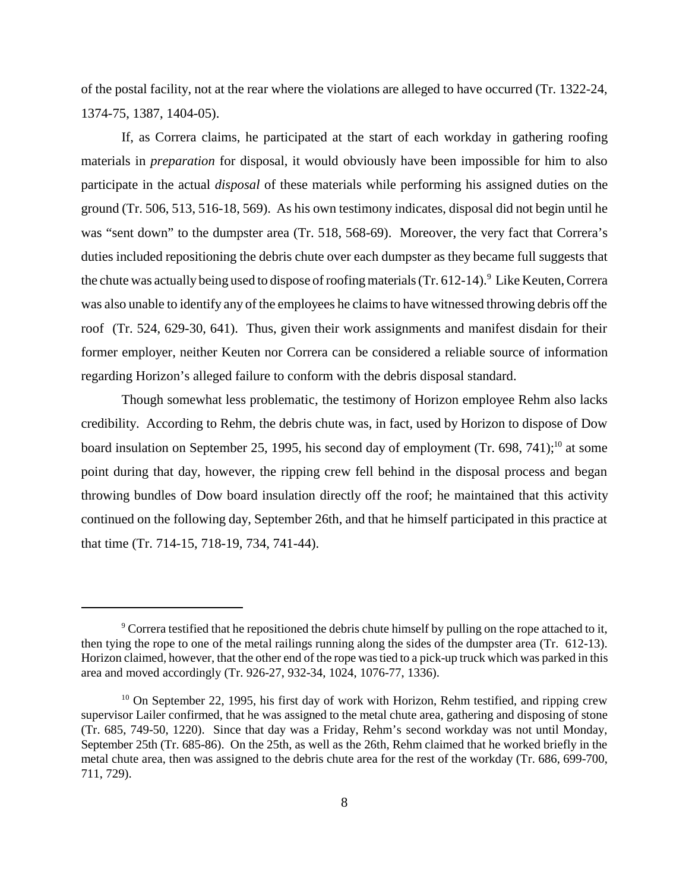of the postal facility, not at the rear where the violations are alleged to have occurred (Tr. 1322-24, 1374-75, 1387, 1404-05).

If, as Correra claims, he participated at the start of each workday in gathering roofing materials in *preparation* for disposal, it would obviously have been impossible for him to also participate in the actual *disposal* of these materials while performing his assigned duties on the ground (Tr. 506, 513, 516-18, 569). As his own testimony indicates, disposal did not begin until he was "sent down" to the dumpster area (Tr. 518, 568-69). Moreover, the very fact that Correra's duties included repositioning the debris chute over each dumpster as they became full suggests that the chute was actually being used to dispose of roofing materials (Tr. 612-14).[9] Like Keuten, Correra was also unable to identify any of the employees he claims to have witnessed throwing debris off the roof (Tr. 524, 629-30, 641). Thus, given their work assignments and manifest disdain for their former employer, neither Keuten nor Correra can be considered a reliable source of information regarding Horizon's alleged failure to conform with the debris disposal standard.

Though somewhat less problematic, the testimony of Horizon employee Rehm also lacks credibility. According to Rehm, the debris chute was, in fact, used by Horizon to dispose of Dow board insulation on September 25, 1995, his second day of employment (Tr. 698, 741);[10] at some point during that day, however, the ripping crew fell behind in the disposal process and began throwing bundles of Dow board insulation directly off the roof; he maintained that this activity continued on the following day, September 26th, and that he himself participated in this practice at that time (Tr. 714-15, 718-19, 734, 741-44).

---

[9] Correra testified that he repositioned the debris chute himself by pulling on the rope attached to it, then tying the rope to one of the metal railings running along the sides of the dumpster area (Tr. 612-13). Horizon claimed, however, that the other end of the rope was tied to a pick-up truck which was parked in this area and moved accordingly (Tr. 926-27, 932-34, 1024, 1076-77, 1336).

[10] On September 22, 1995, his first day of work with Horizon, Rehm testified, and ripping crew supervisor Lailer confirmed, that he was assigned to the metal chute area, gathering and disposing of stone (Tr. 685, 749-50, 1220). Since that day was a Friday, Rehm's second workday was not until Monday, September 25th (Tr. 685-86). On the 25th, as well as the 26th, Rehm claimed that he worked briefly in the metal chute area, then was assigned to the debris chute area for the rest of the workday (Tr. 686, 699-700, 711, 729).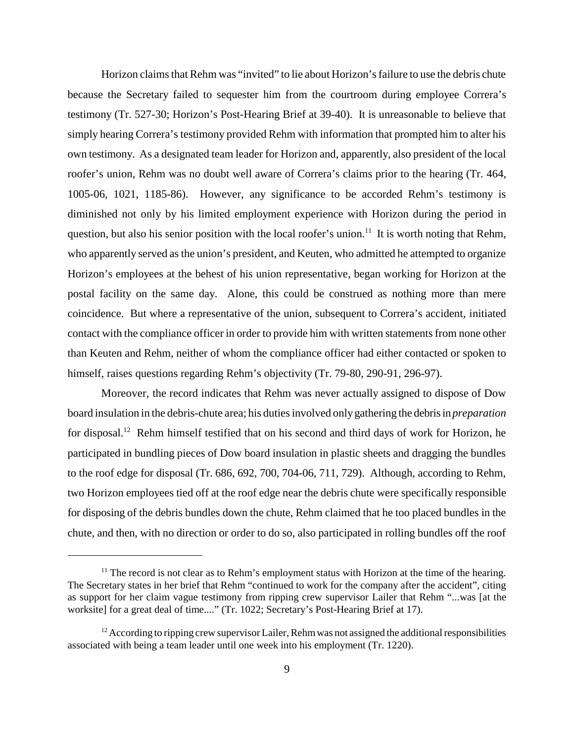Horizon claims that Rehm was "invited" to lie about Horizon's failure to use the debris chute because the Secretary failed to sequester him from the courtroom during employee Correra's testimony (Tr. 527-30; Horizon's Post-Hearing Brief at 39-40). It is unreasonable to believe that simply hearing Correra's testimony provided Rehm with information that prompted him to alter his own testimony. As a designated team leader for Horizon and, apparently, also president of the local roofer's union, Rehm was no doubt well aware of Correra's claims prior to the hearing (Tr. 464, 1005-06, 1021, 1185-86). However, any significance to be accorded Rehm's testimony is diminished not only by his limited employment experience with Horizon during the period in question, but also his senior position with the local roofer's union.[11] It is worth noting that Rehm, who apparently served as the union's president, and Keuten, who admitted he attempted to organize Horizon's employees at the behest of his union representative, began working for Horizon at the postal facility on the same day. Alone, this could be construed as nothing more than mere coincidence. But where a representative of the union, subsequent to Correra's accident, initiated contact with the compliance officer in order to provide him with written statements from none other than Keuten and Rehm, neither of whom the compliance officer had either contacted or spoken to himself, raises questions regarding Rehm's objectivity (Tr. 79-80, 290-91, 296-97).

Moreover, the record indicates that Rehm was never actually assigned to dispose of Dow board insulation in the debris-chute area; his duties involved only gathering the debris in *preparation* for disposal.[12] Rehm himself testified that on his second and third days of work for Horizon, he participated in bundling pieces of Dow board insulation in plastic sheets and dragging the bundles to the roof edge for disposal (Tr. 686, 692, 700, 704-06, 711, 729). Although, according to Rehm, two Horizon employees tied off at the roof edge near the debris chute were specifically responsible for disposing of the debris bundles down the chute, Rehm claimed that he too placed bundles in the chute, and then, with no direction or order to do so, also participated in rolling bundles off the roof

---

[11] The record is not clear as to Rehm's employment status with Horizon at the time of the hearing. The Secretary states in her brief that Rehm "continued to work for the company after the accident", citing as support for her claim vague testimony from ripping crew supervisor Lailer that Rehm "...was [at the worksite] for a great deal of time...." (Tr. 1022; Secretary's Post-Hearing Brief at 17).

[12] According to ripping crew supervisor Lailer, Rehm was not assigned the additional responsibilities associated with being a team leader until one week into his employment (Tr. 1220).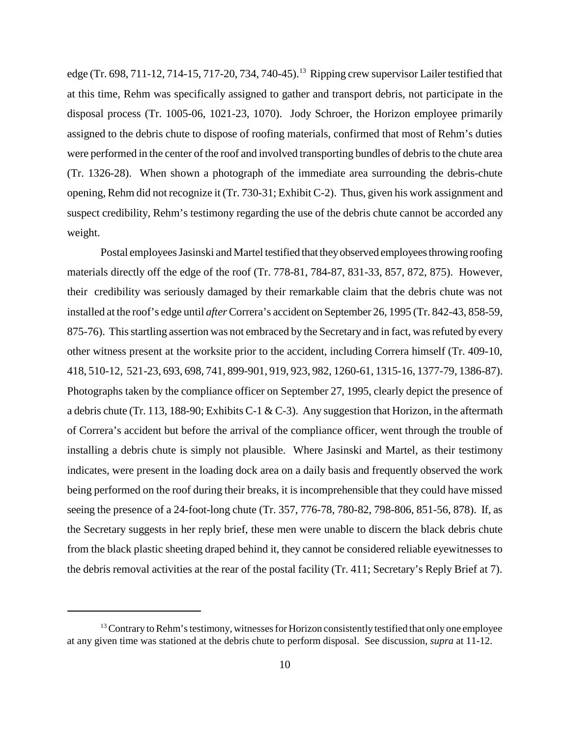edge (Tr. 698, 711-12, 714-15, 717-20, 734, 740-45).[13] Ripping crew supervisor Lailer testified that at this time, Rehm was specifically assigned to gather and transport debris, not participate in the disposal process (Tr. 1005-06, 1021-23, 1070). Jody Schroer, the Horizon employee primarily assigned to the debris chute to dispose of roofing materials, confirmed that most of Rehm's duties were performed in the center of the roof and involved transporting bundles of debris to the chute area (Tr. 1326-28). When shown a photograph of the immediate area surrounding the debris-chute opening, Rehm did not recognize it (Tr. 730-31; Exhibit C-2). Thus, given his work assignment and suspect credibility, Rehm's testimony regarding the use of the debris chute cannot be accorded any weight.

Postal employees Jasinski and Martel testified that they observed employees throwing roofing materials directly off the edge of the roof (Tr. 778-81, 784-87, 831-33, 857, 872, 875). However, their credibility was seriously damaged by their remarkable claim that the debris chute was not installed at the roof's edge until *after* Correra's accident on September 26, 1995 (Tr. 842-43, 858-59, 875-76). This startling assertion was not embraced by the Secretary and in fact, was refuted by every other witness present at the worksite prior to the accident, including Correra himself (Tr. 409-10, 418, 510-12, 521-23, 693, 698, 741, 899-901, 919, 923, 982, 1260-61, 1315-16, 1377-79, 1386-87). Photographs taken by the compliance officer on September 27, 1995, clearly depict the presence of a debris chute (Tr. 113, 188-90; Exhibits C-1 & C-3). Any suggestion that Horizon, in the aftermath of Correra's accident but before the arrival of the compliance officer, went through the trouble of installing a debris chute is simply not plausible. Where Jasinski and Martel, as their testimony indicates, were present in the loading dock area on a daily basis and frequently observed the work being performed on the roof during their breaks, it is incomprehensible that they could have missed seeing the presence of a 24-foot-long chute (Tr. 357, 776-78, 780-82, 798-806, 851-56, 878). If, as the Secretary suggests in her reply brief, these men were unable to discern the black debris chute from the black plastic sheeting draped behind it, they cannot be considered reliable eyewitnesses to the debris removal activities at the rear of the postal facility (Tr. 411; Secretary's Reply Brief at 7).

[13] Contrary to Rehm's testimony, witnesses for Horizon consistently testified that only one employee at any given time was stationed at the debris chute to perform disposal. See discussion, *supra* at 11-12.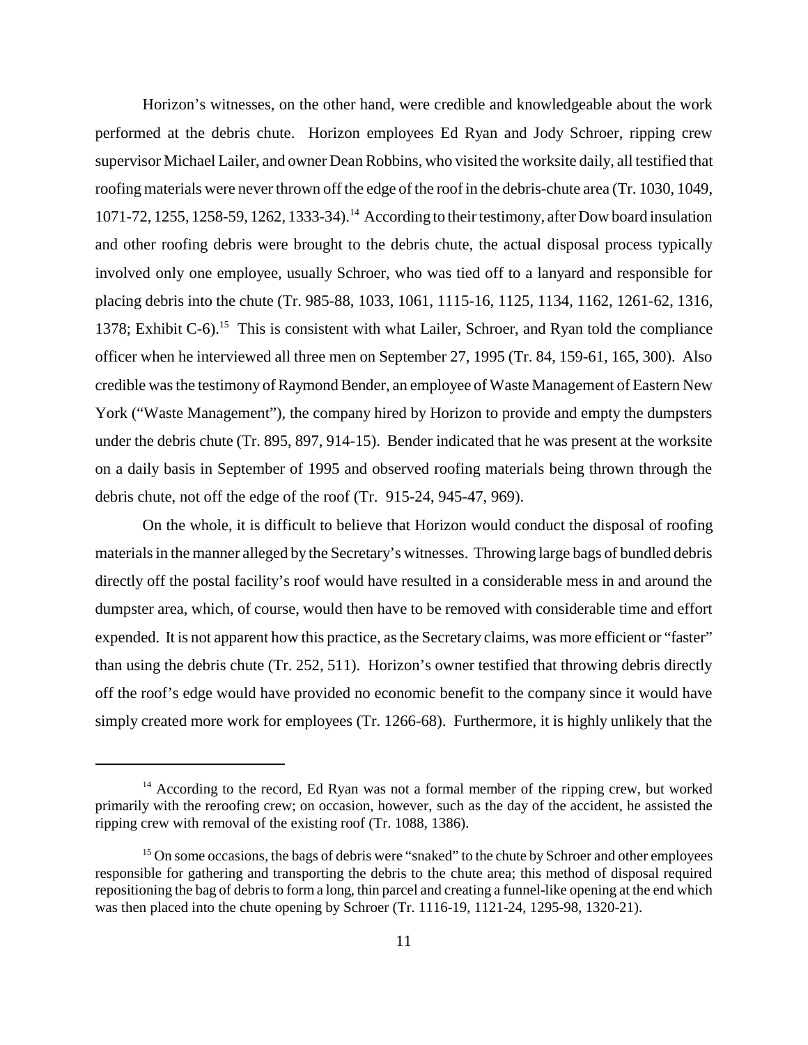Horizon's witnesses, on the other hand, were credible and knowledgeable about the work performed at the debris chute. Horizon employees Ed Ryan and Jody Schroer, ripping crew supervisor Michael Lailer, and owner Dean Robbins, who visited the worksite daily, all testified that roofing materials were never thrown off the edge of the roof in the debris-chute area (Tr. 1030, 1049, 1071-72, 1255, 1258-59, 1262, 1333-34).[14] According to their testimony, after Dow board insulation and other roofing debris were brought to the debris chute, the actual disposal process typically involved only one employee, usually Schroer, who was tied off to a lanyard and responsible for placing debris into the chute (Tr. 985-88, 1033, 1061, 1115-16, 1125, 1134, 1162, 1261-62, 1316, 1378; Exhibit C-6).[15] This is consistent with what Lailer, Schroer, and Ryan told the compliance officer when he interviewed all three men on September 27, 1995 (Tr. 84, 159-61, 165, 300). Also credible was the testimony of Raymond Bender, an employee of Waste Management of Eastern New York ("Waste Management"), the company hired by Horizon to provide and empty the dumpsters under the debris chute (Tr. 895, 897, 914-15). Bender indicated that he was present at the worksite on a daily basis in September of 1995 and observed roofing materials being thrown through the debris chute, not off the edge of the roof (Tr. 915-24, 945-47, 969).

On the whole, it is difficult to believe that Horizon would conduct the disposal of roofing materials in the manner alleged by the Secretary's witnesses. Throwing large bags of bundled debris directly off the postal facility's roof would have resulted in a considerable mess in and around the dumpster area, which, of course, would then have to be removed with considerable time and effort expended. It is not apparent how this practice, as the Secretary claims, was more efficient or "faster" than using the debris chute (Tr. 252, 511). Horizon's owner testified that throwing debris directly off the roof's edge would have provided no economic benefit to the company since it would have simply created more work for employees (Tr. 1266-68). Furthermore, it is highly unlikely that the

---

[14] According to the record, Ed Ryan was not a formal member of the ripping crew, but worked primarily with the reroofing crew; on occasion, however, such as the day of the accident, he assisted the ripping crew with removal of the existing roof (Tr. 1088, 1386).

[15] On some occasions, the bags of debris were "snaked" to the chute by Schroer and other employees responsible for gathering and transporting the debris to the chute area; this method of disposal required repositioning the bag of debris to form a long, thin parcel and creating a funnel-like opening at the end which was then placed into the chute opening by Schroer (Tr. 1116-19, 1121-24, 1295-98, 1320-21).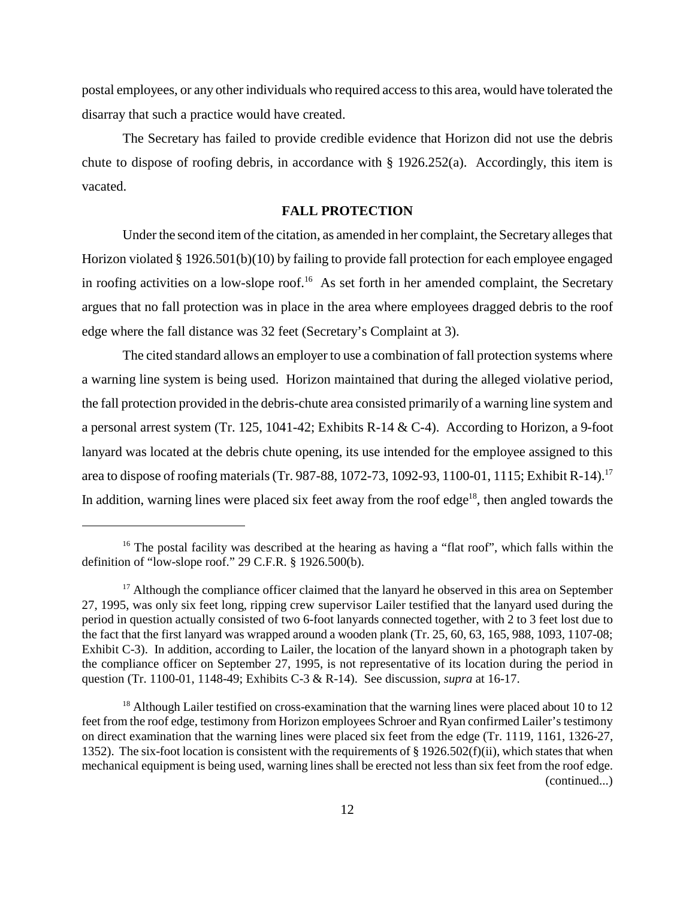postal employees, or any other individuals who required access to this area, would have tolerated the disarray that such a practice would have created.

The Secretary has failed to provide credible evidence that Horizon did not use the debris chute to dispose of roofing debris, in accordance with § 1926.252(a). Accordingly, this item is vacated.

**FALL PROTECTION**

Under the second item of the citation, as amended in her complaint, the Secretary alleges that Horizon violated § 1926.501(b)(10) by failing to provide fall protection for each employee engaged in roofing activities on a low-slope roof.[16] As set forth in her amended complaint, the Secretary argues that no fall protection was in place in the area where employees dragged debris to the roof edge where the fall distance was 32 feet (Secretary's Complaint at 3).

The cited standard allows an employer to use a combination of fall protection systems where a warning line system is being used. Horizon maintained that during the alleged violative period, the fall protection provided in the debris-chute area consisted primarily of a warning line system and a personal arrest system (Tr. 125, 1041-42; Exhibits R-14 & C-4). According to Horizon, a 9-foot lanyard was located at the debris chute opening, its use intended for the employee assigned to this area to dispose of roofing materials (Tr. 987-88, 1072-73, 1092-93, 1100-01, 1115; Exhibit R-14).[17] In addition, warning lines were placed six feet away from the roof edge[18], then angled towards the

---

[16] The postal facility was described at the hearing as having a "flat roof", which falls within the definition of "low-slope roof." 29 C.F.R. § 1926.500(b).

[17] Although the compliance officer claimed that the lanyard he observed in this area on September 27, 1995, was only six feet long, ripping crew supervisor Lailer testified that the lanyard used during the period in question actually consisted of two 6-foot lanyards connected together, with 2 to 3 feet lost due to the fact that the first lanyard was wrapped around a wooden plank (Tr. 25, 60, 63, 165, 988, 1093, 1107-08; Exhibit C-3). In addition, according to Lailer, the location of the lanyard shown in a photograph taken by the compliance officer on September 27, 1995, is not representative of its location during the period in question (Tr. 1100-01, 1148-49; Exhibits C-3 & R-14). See discussion, *supra* at 16-17.

[18] Although Lailer testified on cross-examination that the warning lines were placed about 10 to 12 feet from the roof edge, testimony from Horizon employees Schroer and Ryan confirmed Lailer's testimony on direct examination that the warning lines were placed six feet from the edge (Tr. 1119, 1161, 1326-27, 1352). The six-foot location is consistent with the requirements of § 1926.502(f)(ii), which states that when mechanical equipment is being used, warning lines shall be erected not less than six feet from the roof edge. (continued...)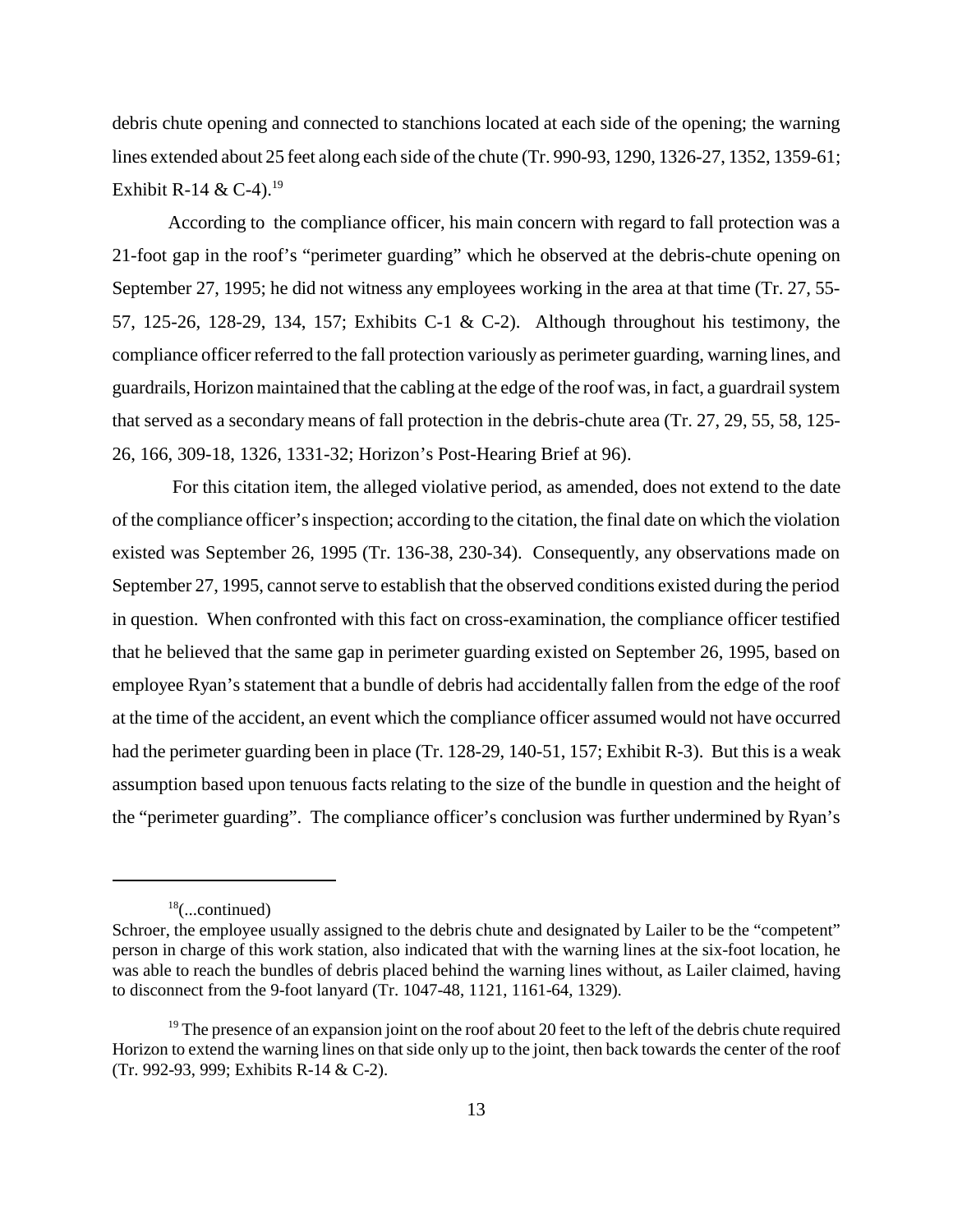debris chute opening and connected to stanchions located at each side of the opening; the warning lines extended about 25 feet along each side of the chute (Tr. 990-93, 1290, 1326-27, 1352, 1359-61; Exhibit R-14 & C-4).[19]

According to the compliance officer, his main concern with regard to fall protection was a 21-foot gap in the roof's "perimeter guarding" which he observed at the debris-chute opening on September 27, 1995; he did not witness any employees working in the area at that time (Tr. 27, 55-57, 125-26, 128-29, 134, 157; Exhibits C-1 & C-2). Although throughout his testimony, the compliance officer referred to the fall protection variously as perimeter guarding, warning lines, and guardrails, Horizon maintained that the cabling at the edge of the roof was, in fact, a guardrail system that served as a secondary means of fall protection in the debris-chute area (Tr. 27, 29, 55, 58, 125-26, 166, 309-18, 1326, 1331-32; Horizon's Post-Hearing Brief at 96).

For this citation item, the alleged violative period, as amended, does not extend to the date of the compliance officer's inspection; according to the citation, the final date on which the violation existed was September 26, 1995 (Tr. 136-38, 230-34). Consequently, any observations made on September 27, 1995, cannot serve to establish that the observed conditions existed during the period in question. When confronted with this fact on cross-examination, the compliance officer testified that he believed that the same gap in perimeter guarding existed on September 26, 1995, based on employee Ryan's statement that a bundle of debris had accidentally fallen from the edge of the roof at the time of the accident, an event which the compliance officer assumed would not have occurred had the perimeter guarding been in place (Tr. 128-29, 140-51, 157; Exhibit R-3). But this is a weak assumption based upon tenuous facts relating to the size of the bundle in question and the height of the "perimeter guarding". The compliance officer's conclusion was further undermined by Ryan's

---

[18](...continued)
Schroer, the employee usually assigned to the debris chute and designated by Lailer to be the "competent" person in charge of this work station, also indicated that with the warning lines at the six-foot location, he was able to reach the bundles of debris placed behind the warning lines without, as Lailer claimed, having to disconnect from the 9-foot lanyard (Tr. 1047-48, 1121, 1161-64, 1329).

[19] The presence of an expansion joint on the roof about 20 feet to the left of the debris chute required Horizon to extend the warning lines on that side only up to the joint, then back towards the center of the roof (Tr. 992-93, 999; Exhibits R-14 & C-2).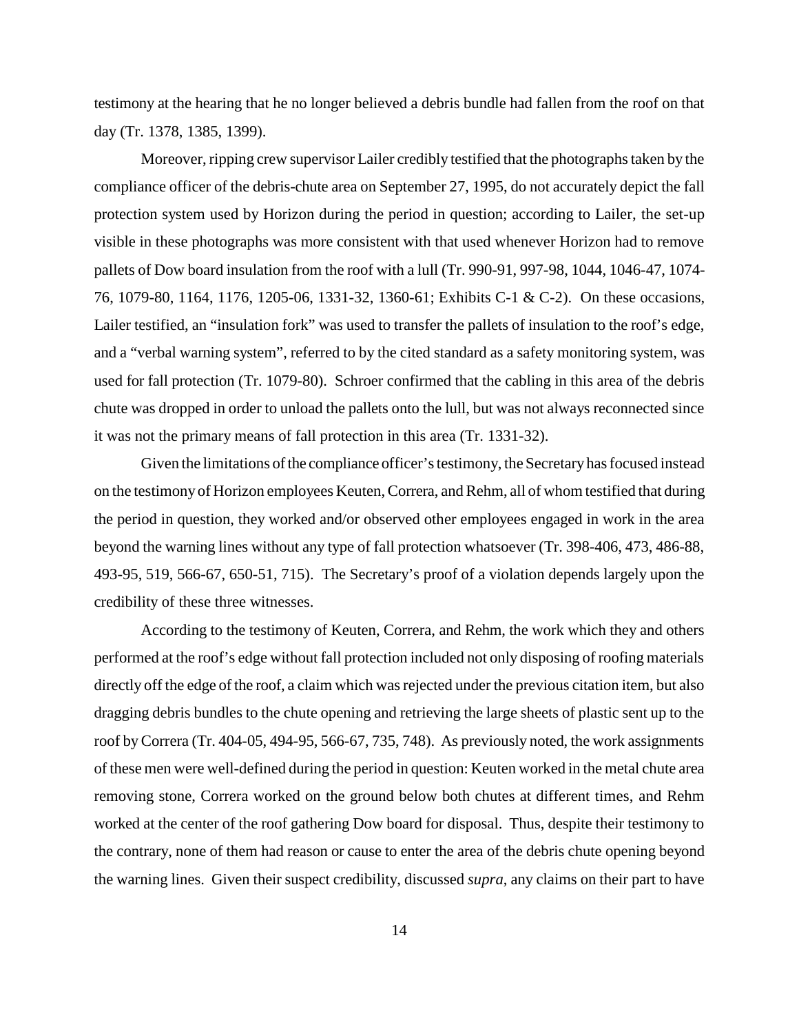testimony at the hearing that he no longer believed a debris bundle had fallen from the roof on that day (Tr. 1378, 1385, 1399).

Moreover, ripping crew supervisor Lailer credibly testified that the photographs taken by the compliance officer of the debris-chute area on September 27, 1995, do not accurately depict the fall protection system used by Horizon during the period in question; according to Lailer, the set-up visible in these photographs was more consistent with that used whenever Horizon had to remove pallets of Dow board insulation from the roof with a lull (Tr. 990-91, 997-98, 1044, 1046-47, 1074-76, 1079-80, 1164, 1176, 1205-06, 1331-32, 1360-61; Exhibits C-1 & C-2). On these occasions, Lailer testified, an "insulation fork" was used to transfer the pallets of insulation to the roof's edge, and a "verbal warning system", referred to by the cited standard as a safety monitoring system, was used for fall protection (Tr. 1079-80). Schroer confirmed that the cabling in this area of the debris chute was dropped in order to unload the pallets onto the lull, but was not always reconnected since it was not the primary means of fall protection in this area (Tr. 1331-32).

Given the limitations of the compliance officer's testimony, the Secretary has focused instead on the testimony of Horizon employees Keuten, Correra, and Rehm, all of whom testified that during the period in question, they worked and/or observed other employees engaged in work in the area beyond the warning lines without any type of fall protection whatsoever (Tr. 398-406, 473, 486-88, 493-95, 519, 566-67, 650-51, 715). The Secretary's proof of a violation depends largely upon the credibility of these three witnesses.

According to the testimony of Keuten, Correra, and Rehm, the work which they and others performed at the roof's edge without fall protection included not only disposing of roofing materials directly off the edge of the roof, a claim which was rejected under the previous citation item, but also dragging debris bundles to the chute opening and retrieving the large sheets of plastic sent up to the roof by Correra (Tr. 404-05, 494-95, 566-67, 735, 748). As previously noted, the work assignments of these men were well-defined during the period in question: Keuten worked in the metal chute area removing stone, Correra worked on the ground below both chutes at different times, and Rehm worked at the center of the roof gathering Dow board for disposal. Thus, despite their testimony to the contrary, none of them had reason or cause to enter the area of the debris chute opening beyond the warning lines. Given their suspect credibility, discussed *supra*, any claims on their part to have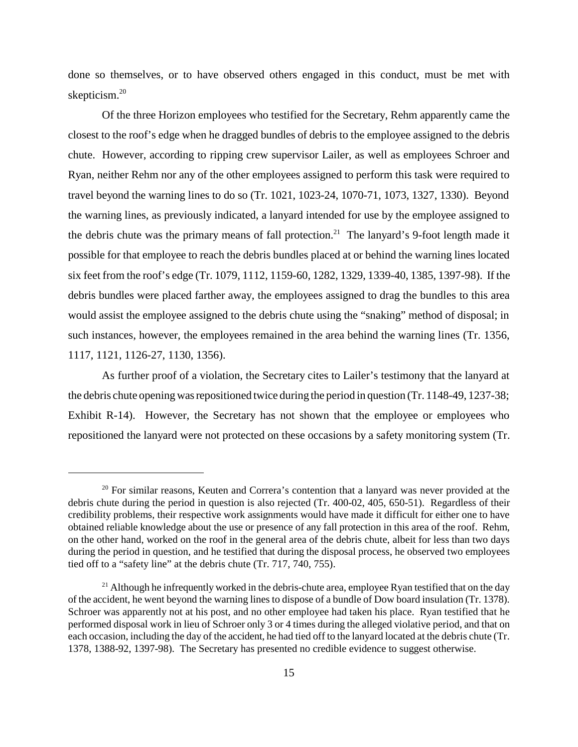done so themselves, or to have observed others engaged in this conduct, must be met with skepticism.[20]

Of the three Horizon employees who testified for the Secretary, Rehm apparently came the closest to the roof's edge when he dragged bundles of debris to the employee assigned to the debris chute. However, according to ripping crew supervisor Lailer, as well as employees Schroer and Ryan, neither Rehm nor any of the other employees assigned to perform this task were required to travel beyond the warning lines to do so (Tr. 1021, 1023-24, 1070-71, 1073, 1327, 1330). Beyond the warning lines, as previously indicated, a lanyard intended for use by the employee assigned to the debris chute was the primary means of fall protection.[21] The lanyard's 9-foot length made it possible for that employee to reach the debris bundles placed at or behind the warning lines located six feet from the roof's edge (Tr. 1079, 1112, 1159-60, 1282, 1329, 1339-40, 1385, 1397-98). If the debris bundles were placed farther away, the employees assigned to drag the bundles to this area would assist the employee assigned to the debris chute using the "snaking" method of disposal; in such instances, however, the employees remained in the area behind the warning lines (Tr. 1356, 1117, 1121, 1126-27, 1130, 1356).

As further proof of a violation, the Secretary cites to Lailer's testimony that the lanyard at the debris chute opening was repositioned twice during the period in question (Tr. 1148-49, 1237-38; Exhibit R-14). However, the Secretary has not shown that the employee or employees who repositioned the lanyard were not protected on these occasions by a safety monitoring system (Tr.

---

[20] For similar reasons, Keuten and Correra's contention that a lanyard was never provided at the debris chute during the period in question is also rejected (Tr. 400-02, 405, 650-51). Regardless of their credibility problems, their respective work assignments would have made it difficult for either one to have obtained reliable knowledge about the use or presence of any fall protection in this area of the roof. Rehm, on the other hand, worked on the roof in the general area of the debris chute, albeit for less than two days during the period in question, and he testified that during the disposal process, he observed two employees tied off to a "safety line" at the debris chute (Tr. 717, 740, 755).

[21] Although he infrequently worked in the debris-chute area, employee Ryan testified that on the day of the accident, he went beyond the warning lines to dispose of a bundle of Dow board insulation (Tr. 1378). Schroer was apparently not at his post, and no other employee had taken his place. Ryan testified that he performed disposal work in lieu of Schroer only 3 or 4 times during the alleged violative period, and that on each occasion, including the day of the accident, he had tied off to the lanyard located at the debris chute (Tr. 1378, 1388-92, 1397-98). The Secretary has presented no credible evidence to suggest otherwise.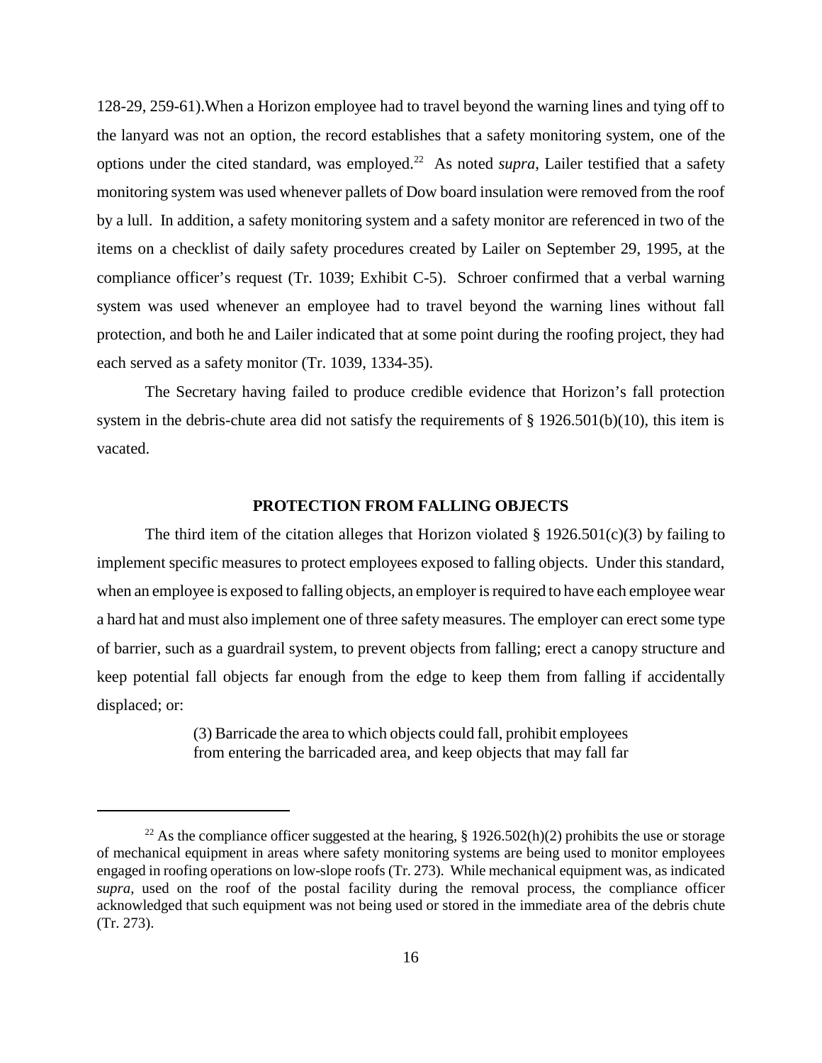128-29, 259-61).When a Horizon employee had to travel beyond the warning lines and tying off to the lanyard was not an option, the record establishes that a safety monitoring system, one of the options under the cited standard, was employed.[22] As noted *supra*, Lailer testified that a safety monitoring system was used whenever pallets of Dow board insulation were removed from the roof by a lull. In addition, a safety monitoring system and a safety monitor are referenced in two of the items on a checklist of daily safety procedures created by Lailer on September 29, 1995, at the compliance officer's request (Tr. 1039; Exhibit C-5). Schroer confirmed that a verbal warning system was used whenever an employee had to travel beyond the warning lines without fall protection, and both he and Lailer indicated that at some point during the roofing project, they had each served as a safety monitor (Tr. 1039, 1334-35).

The Secretary having failed to produce credible evidence that Horizon's fall protection system in the debris-chute area did not satisfy the requirements of § 1926.501(b)(10), this item is vacated.

### PROTECTION FROM FALLING OBJECTS

The third item of the citation alleges that Horizon violated § 1926.501(c)(3) by failing to implement specific measures to protect employees exposed to falling objects. Under this standard, when an employee is exposed to falling objects, an employer is required to have each employee wear a hard hat and must also implement one of three safety measures. The employer can erect some type of barrier, such as a guardrail system, to prevent objects from falling; erect a canopy structure and keep potential fall objects far enough from the edge to keep them from falling if accidentally displaced; or:

> (3) Barricade the area to which objects could fall, prohibit employees from entering the barricaded area, and keep objects that may fall far

[22] As the compliance officer suggested at the hearing, § 1926.502(h)(2) prohibits the use or storage of mechanical equipment in areas where safety monitoring systems are being used to monitor employees engaged in roofing operations on low-slope roofs (Tr. 273). While mechanical equipment was, as indicated *supra*, used on the roof of the postal facility during the removal process, the compliance officer acknowledged that such equipment was not being used or stored in the immediate area of the debris chute (Tr. 273).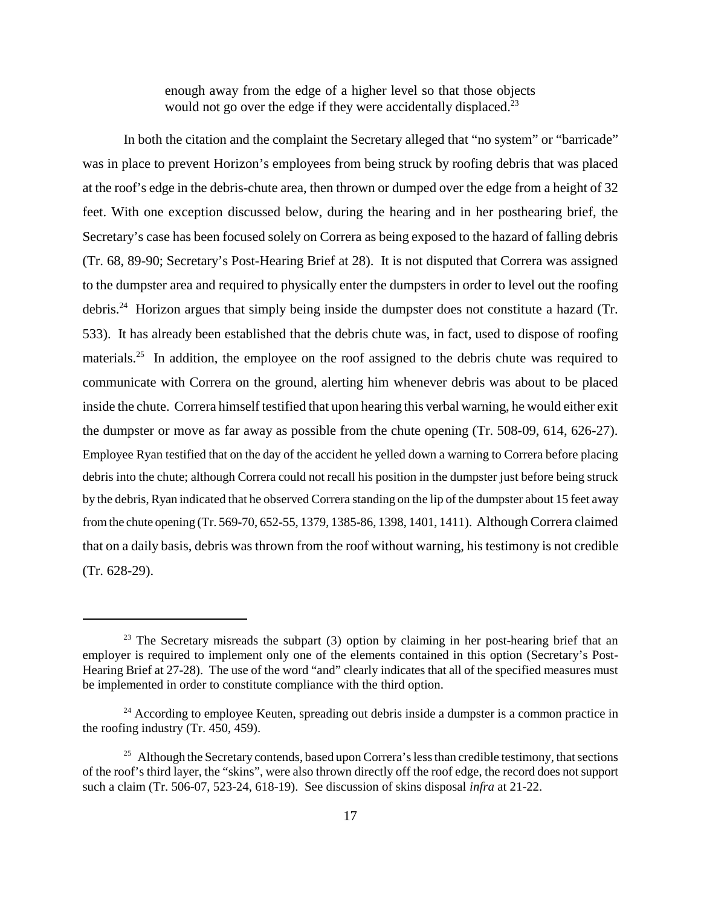> enough away from the edge of a higher level so that those objects would not go over the edge if they were accidentally displaced.[23]

In both the citation and the complaint the Secretary alleged that "no system" or "barricade" was in place to prevent Horizon's employees from being struck by roofing debris that was placed at the roof's edge in the debris-chute area, then thrown or dumped over the edge from a height of 32 feet. With one exception discussed below, during the hearing and in her posthearing brief, the Secretary's case has been focused solely on Correra as being exposed to the hazard of falling debris (Tr. 68, 89-90; Secretary's Post-Hearing Brief at 28). It is not disputed that Correra was assigned to the dumpster area and required to physically enter the dumpsters in order to level out the roofing debris.[24] Horizon argues that simply being inside the dumpster does not constitute a hazard (Tr. 533). It has already been established that the debris chute was, in fact, used to dispose of roofing materials.[25] In addition, the employee on the roof assigned to the debris chute was required to communicate with Correra on the ground, alerting him whenever debris was about to be placed inside the chute. Correra himself testified that upon hearing this verbal warning, he would either exit the dumpster or move as far away as possible from the chute opening (Tr. 508-09, 614, 626-27). Employee Ryan testified that on the day of the accident he yelled down a warning to Correra before placing debris into the chute; although Correra could not recall his position in the dumpster just before being struck by the debris, Ryan indicated that he observed Correra standing on the lip of the dumpster about 15 feet away from the chute opening (Tr. 569-70, 652-55, 1379, 1385-86, 1398, 1401, 1411). Although Correra claimed that on a daily basis, debris was thrown from the roof without warning, his testimony is not credible (Tr. 628-29).

---

[23] The Secretary misreads the subpart (3) option by claiming in her post-hearing brief that an employer is required to implement only one of the elements contained in this option (Secretary's Post-Hearing Brief at 27-28). The use of the word "and" clearly indicates that all of the specified measures must be implemented in order to constitute compliance with the third option.

[24] According to employee Keuten, spreading out debris inside a dumpster is a common practice in the roofing industry (Tr. 450, 459).

[25] Although the Secretary contends, based upon Correra's less than credible testimony, that sections of the roof's third layer, the "skins", were also thrown directly off the roof edge, the record does not support such a claim (Tr. 506-07, 523-24, 618-19). See discussion of skins disposal *infra* at 21-22.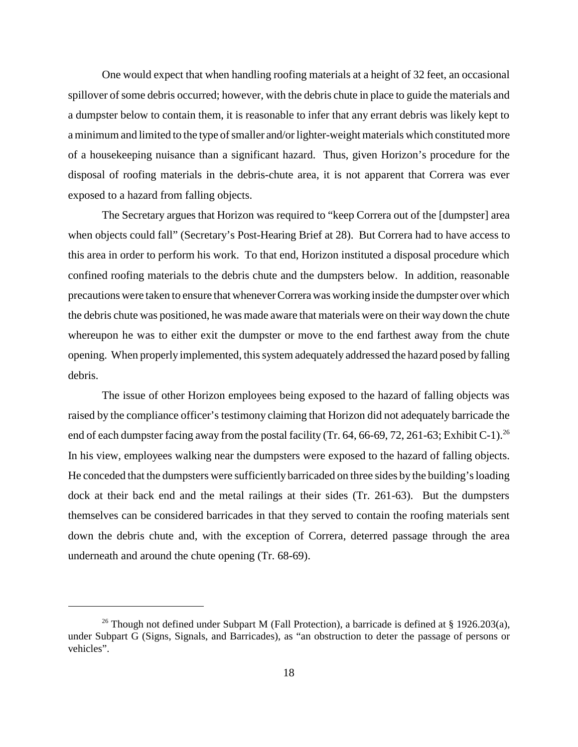One would expect that when handling roofing materials at a height of 32 feet, an occasional spillover of some debris occurred; however, with the debris chute in place to guide the materials and a dumpster below to contain them, it is reasonable to infer that any errant debris was likely kept to a minimum and limited to the type of smaller and/or lighter-weight materials which constituted more of a housekeeping nuisance than a significant hazard. Thus, given Horizon's procedure for the disposal of roofing materials in the debris-chute area, it is not apparent that Correra was ever exposed to a hazard from falling objects.

The Secretary argues that Horizon was required to "keep Correra out of the [dumpster] area when objects could fall" (Secretary's Post-Hearing Brief at 28). But Correra had to have access to this area in order to perform his work. To that end, Horizon instituted a disposal procedure which confined roofing materials to the debris chute and the dumpsters below. In addition, reasonable precautions were taken to ensure that whenever Correra was working inside the dumpster over which the debris chute was positioned, he was made aware that materials were on their way down the chute whereupon he was to either exit the dumpster or move to the end farthest away from the chute opening. When properly implemented, this system adequately addressed the hazard posed by falling debris.

The issue of other Horizon employees being exposed to the hazard of falling objects was raised by the compliance officer's testimony claiming that Horizon did not adequately barricade the end of each dumpster facing away from the postal facility (Tr. 64, 66-69, 72, 261-63; Exhibit C-1).[26] In his view, employees walking near the dumpsters were exposed to the hazard of falling objects. He conceded that the dumpsters were sufficiently barricaded on three sides by the building's loading dock at their back end and the metal railings at their sides (Tr. 261-63). But the dumpsters themselves can be considered barricades in that they served to contain the roofing materials sent down the debris chute and, with the exception of Correra, deterred passage through the area underneath and around the chute opening (Tr. 68-69).

[26] Though not defined under Subpart M (Fall Protection), a barricade is defined at § 1926.203(a), under Subpart G (Signs, Signals, and Barricades), as "an obstruction to deter the passage of persons or vehicles".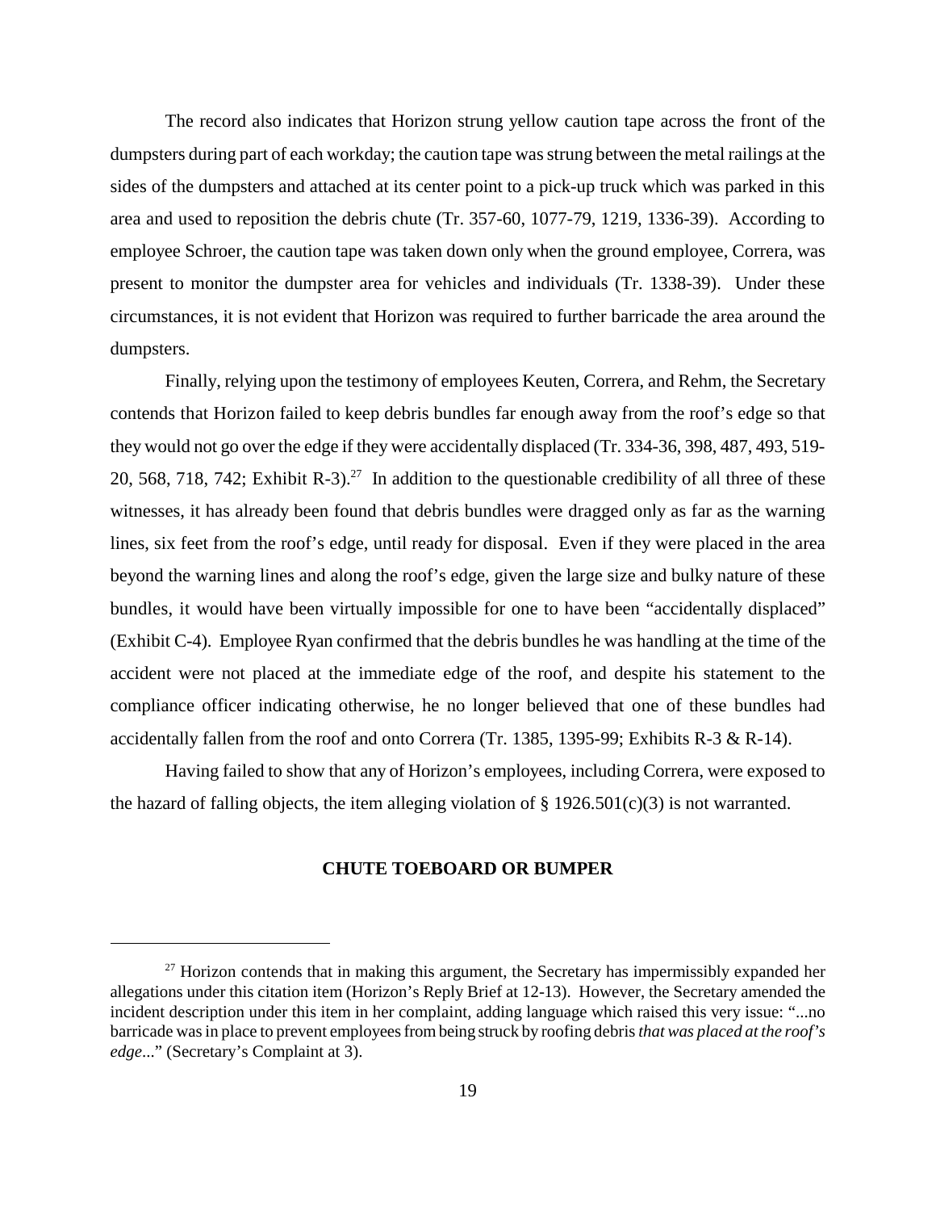The record also indicates that Horizon strung yellow caution tape across the front of the dumpsters during part of each workday; the caution tape was strung between the metal railings at the sides of the dumpsters and attached at its center point to a pick-up truck which was parked in this area and used to reposition the debris chute (Tr. 357-60, 1077-79, 1219, 1336-39). According to employee Schroer, the caution tape was taken down only when the ground employee, Correra, was present to monitor the dumpster area for vehicles and individuals (Tr. 1338-39). Under these circumstances, it is not evident that Horizon was required to further barricade the area around the dumpsters.

Finally, relying upon the testimony of employees Keuten, Correra, and Rehm, the Secretary contends that Horizon failed to keep debris bundles far enough away from the roof's edge so that they would not go over the edge if they were accidentally displaced (Tr. 334-36, 398, 487, 493, 519-20, 568, 718, 742; Exhibit R-3).[27] In addition to the questionable credibility of all three of these witnesses, it has already been found that debris bundles were dragged only as far as the warning lines, six feet from the roof's edge, until ready for disposal. Even if they were placed in the area beyond the warning lines and along the roof's edge, given the large size and bulky nature of these bundles, it would have been virtually impossible for one to have been "accidentally displaced" (Exhibit C-4). Employee Ryan confirmed that the debris bundles he was handling at the time of the accident were not placed at the immediate edge of the roof, and despite his statement to the compliance officer indicating otherwise, he no longer believed that one of these bundles had accidentally fallen from the roof and onto Correra (Tr. 1385, 1395-99; Exhibits R-3 & R-14).

Having failed to show that any of Horizon's employees, including Correra, were exposed to the hazard of falling objects, the item alleging violation of § 1926.501(c)(3) is not warranted.

### CHUTE TOEBOARD OR BUMPER

[27] Horizon contends that in making this argument, the Secretary has impermissibly expanded her allegations under this citation item (Horizon's Reply Brief at 12-13). However, the Secretary amended the incident description under this item in her complaint, adding language which raised this very issue: "...no barricade was in place to prevent employees from being struck by roofing debris *that was placed at the roof's edge*..." (Secretary's Complaint at 3).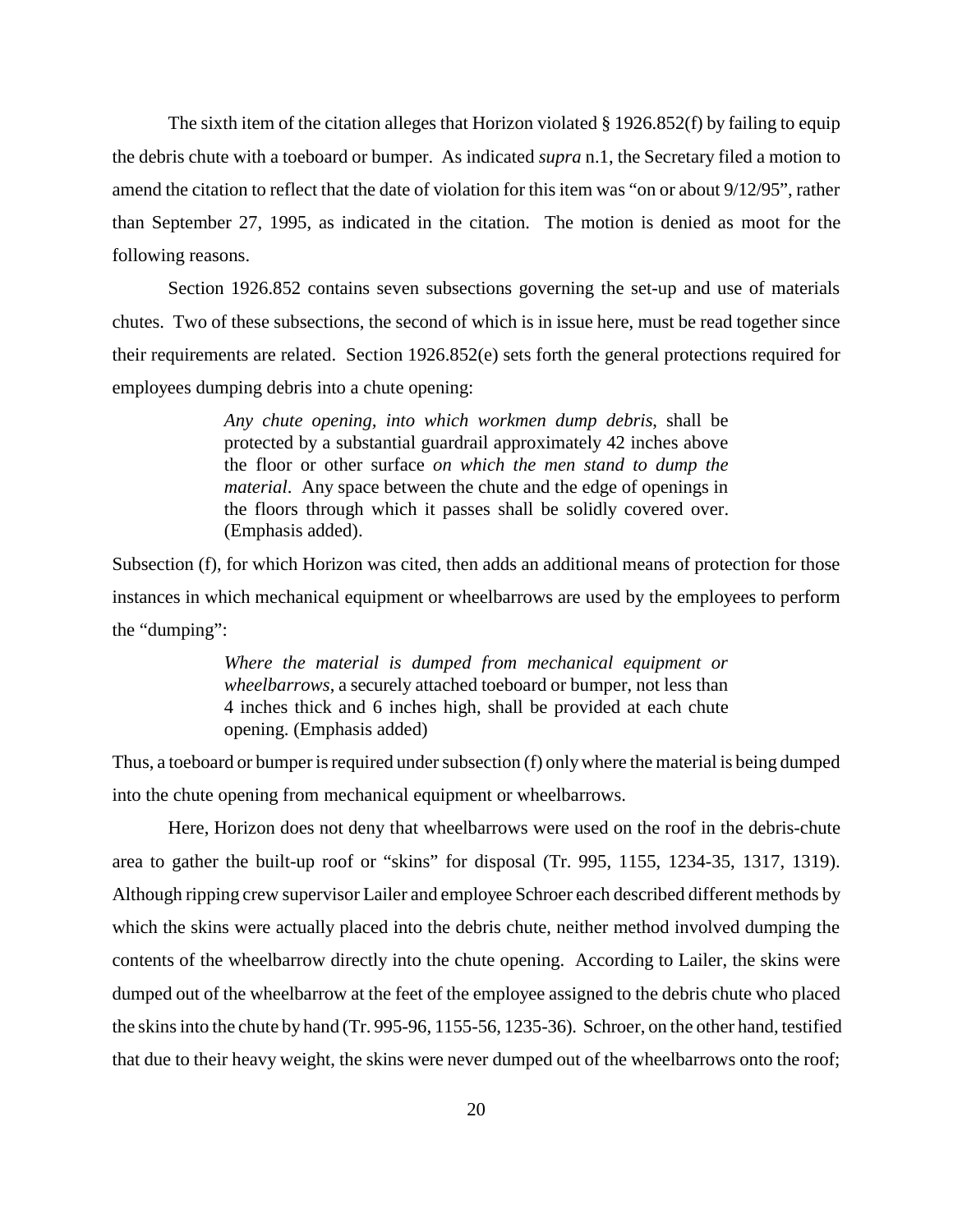The sixth item of the citation alleges that Horizon violated § 1926.852(f) by failing to equip the debris chute with a toeboard or bumper. As indicated *supra* n.1, the Secretary filed a motion to amend the citation to reflect that the date of violation for this item was "on or about 9/12/95", rather than September 27, 1995, as indicated in the citation. The motion is denied as moot for the following reasons.

Section 1926.852 contains seven subsections governing the set-up and use of materials chutes. Two of these subsections, the second of which is in issue here, must be read together since their requirements are related. Section 1926.852(e) sets forth the general protections required for employees dumping debris into a chute opening:

> *Any chute opening, into which workmen dump debris*, shall be protected by a substantial guardrail approximately 42 inches above the floor or other surface *on which the men stand to dump the material*. Any space between the chute and the edge of openings in the floors through which it passes shall be solidly covered over. (Emphasis added).

Subsection (f), for which Horizon was cited, then adds an additional means of protection for those instances in which mechanical equipment or wheelbarrows are used by the employees to perform the "dumping":

> *Where the material is dumped from mechanical equipment or wheelbarrows*, a securely attached toeboard or bumper, not less than 4 inches thick and 6 inches high, shall be provided at each chute opening. (Emphasis added)

Thus, a toeboard or bumper is required under subsection (f) only where the material is being dumped into the chute opening from mechanical equipment or wheelbarrows.

Here, Horizon does not deny that wheelbarrows were used on the roof in the debris-chute area to gather the built-up roof or "skins" for disposal (Tr. 995, 1155, 1234-35, 1317, 1319). Although ripping crew supervisor Lailer and employee Schroer each described different methods by which the skins were actually placed into the debris chute, neither method involved dumping the contents of the wheelbarrow directly into the chute opening. According to Lailer, the skins were dumped out of the wheelbarrow at the feet of the employee assigned to the debris chute who placed the skins into the chute by hand (Tr. 995-96, 1155-56, 1235-36). Schroer, on the other hand, testified that due to their heavy weight, the skins were never dumped out of the wheelbarrows onto the roof;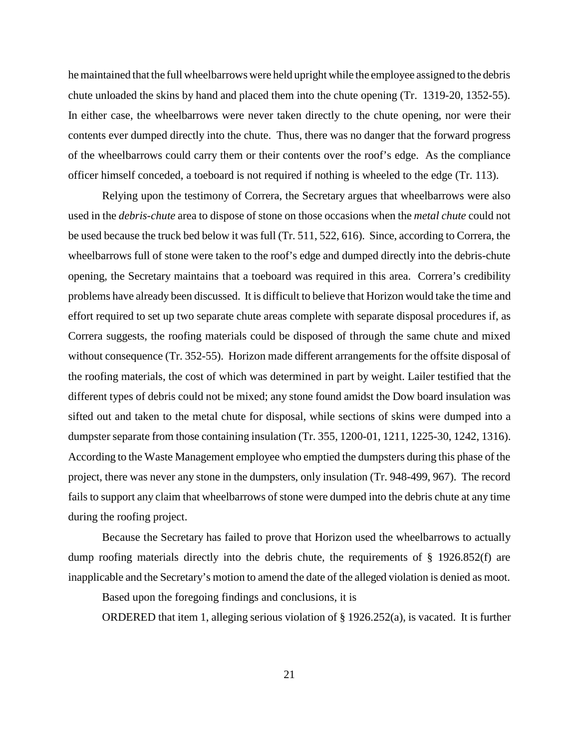he maintained that the full wheelbarrows were held upright while the employee assigned to the debris chute unloaded the skins by hand and placed them into the chute opening (Tr. 1319-20, 1352-55). In either case, the wheelbarrows were never taken directly to the chute opening, nor were their contents ever dumped directly into the chute. Thus, there was no danger that the forward progress of the wheelbarrows could carry them or their contents over the roof's edge. As the compliance officer himself conceded, a toeboard is not required if nothing is wheeled to the edge (Tr. 113).

Relying upon the testimony of Correra, the Secretary argues that wheelbarrows were also used in the *debris-chute* area to dispose of stone on those occasions when the *metal chute* could not be used because the truck bed below it was full (Tr. 511, 522, 616). Since, according to Correra, the wheelbarrows full of stone were taken to the roof's edge and dumped directly into the debris-chute opening, the Secretary maintains that a toeboard was required in this area. Correra's credibility problems have already been discussed. It is difficult to believe that Horizon would take the time and effort required to set up two separate chute areas complete with separate disposal procedures if, as Correra suggests, the roofing materials could be disposed of through the same chute and mixed without consequence (Tr. 352-55). Horizon made different arrangements for the offsite disposal of the roofing materials, the cost of which was determined in part by weight. Lailer testified that the different types of debris could not be mixed; any stone found amidst the Dow board insulation was sifted out and taken to the metal chute for disposal, while sections of skins were dumped into a dumpster separate from those containing insulation (Tr. 355, 1200-01, 1211, 1225-30, 1242, 1316). According to the Waste Management employee who emptied the dumpsters during this phase of the project, there was never any stone in the dumpsters, only insulation (Tr. 948-499, 967). The record fails to support any claim that wheelbarrows of stone were dumped into the debris chute at any time during the roofing project.

Because the Secretary has failed to prove that Horizon used the wheelbarrows to actually dump roofing materials directly into the debris chute, the requirements of § 1926.852(f) are inapplicable and the Secretary's motion to amend the date of the alleged violation is denied as moot.

Based upon the foregoing findings and conclusions, it is

ORDERED that item 1, alleging serious violation of § 1926.252(a), is vacated. It is further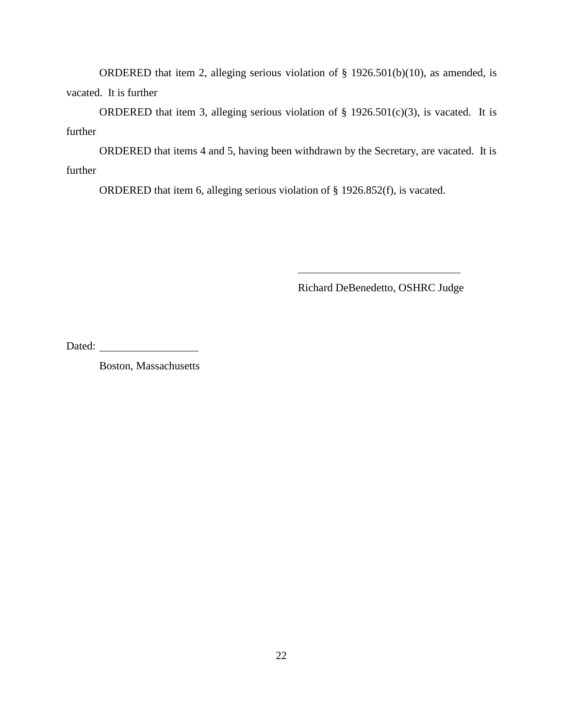ORDERED that item 2, alleging serious violation of § 1926.501(b)(10), as amended, is vacated. It is further

ORDERED that item 3, alleging serious violation of § 1926.501(c)(3), is vacated. It is further

ORDERED that items 4 and 5, having been withdrawn by the Secretary, are vacated. It is further

ORDERED that item 6, alleging serious violation of § 1926.852(f), is vacated.

Richard DeBenedetto, OSHRC Judge

Dated:

Boston, Massachusetts